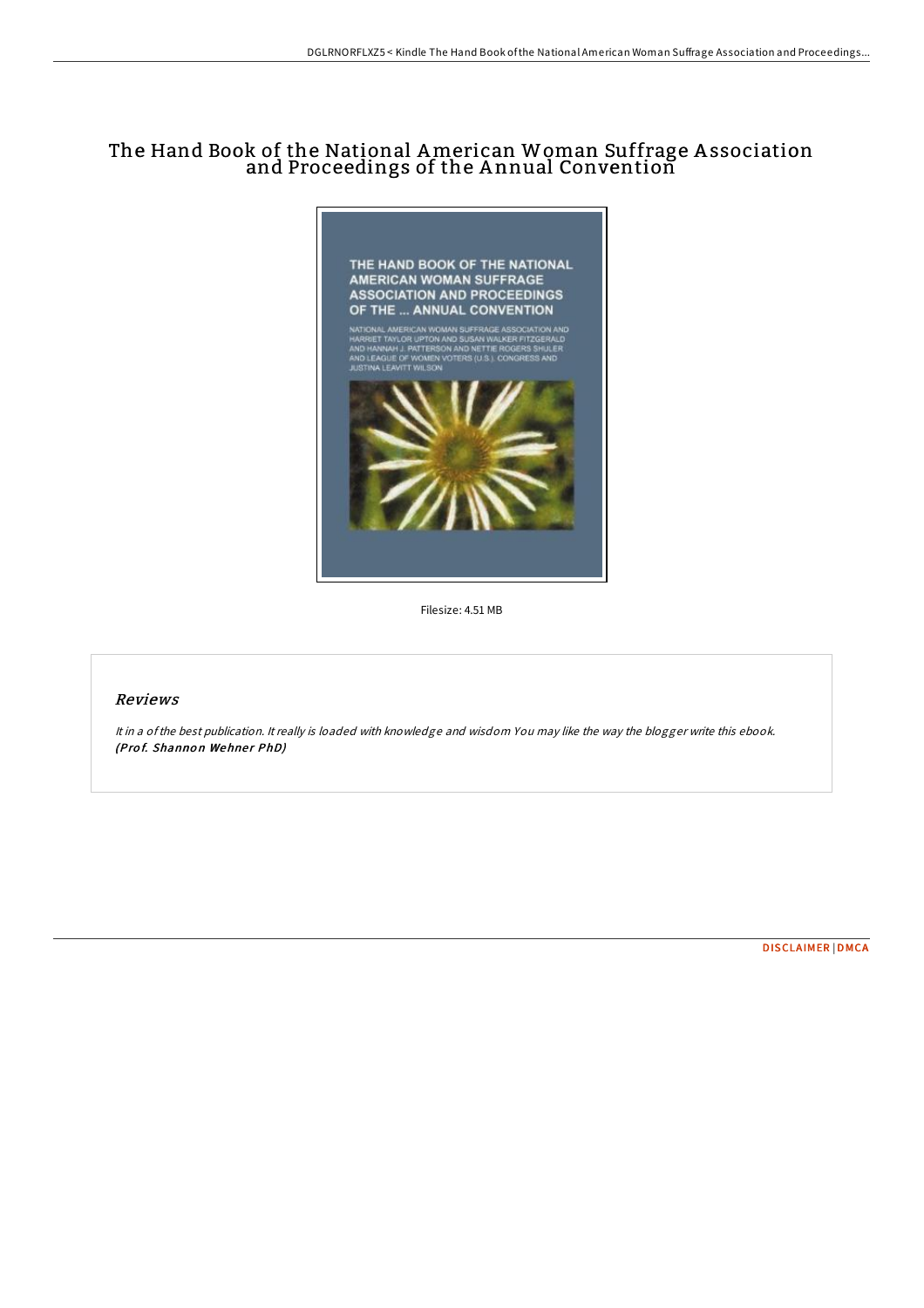# The Hand Book of the National American Woman Suffrage Association and Proceedings of the Annual Convention

THE HAND BOOK OF THE NATIONAL AMERICAN WOMAN SUFFRAGE ASSOCIATION AND PROCEEDINGS OF THE ... ANNUAL CONVENTION

NATIONAL AMERICAN WOMAN SUFFRAGE ASSOCIATION AND HARRIET TAYLOR UPTON AND SUSAN WALKER FITZGERALD AND HANNAH J. PATTERSON AND NETTIE ROGERS SHULER AND LEAGUE OF WOMEN VOTERS (U.S.). CONGRESS AND JUSTINA LEAVITT WILSON

Filesize: 4.51 MB

## Reviews

*It in a of the best publication. It really is loaded with knowledge and wisdom You may like the way the blogger write this ebook.*
***(Prof. Shannon Wehner PhD)***

DISCLAIMER | DMCA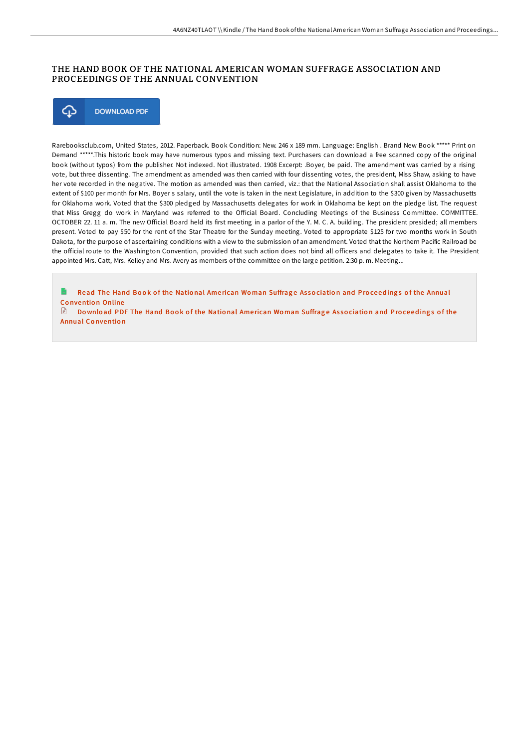## THE HAND BOOK OF THE NATIONAL AMERICAN WOMAN SUFFRAGE ASSOCIATION AND PROCEEDINGS OF THE ANNUAL CONVENTION

DOWNLOAD PDF

Rarebooksclub.com, United States, 2012. Paperback. Book Condition: New. 246 x 189 mm. Language: English . Brand New Book ***** Print on Demand *****.This historic book may have numerous typos and missing text. Purchasers can download a free scanned copy of the original book (without typos) from the publisher. Not indexed. Not illustrated. 1908 Excerpt: .Boyer, be paid. The amendment was carried by a rising vote, but three dissenting. The amendment as amended was then carried with four dissenting votes, the president, Miss Shaw, asking to have her vote recorded in the negative. The motion as amended was then carried, viz.: that the National Association shall assist Oklahoma to the extent of $100 per month for Mrs. Boyer s salary, until the vote is taken in the next Legislature, in addition to the $300 given by Massachusetts for Oklahoma work. Voted that the $300 pledged by Massachusetts delegates for work in Oklahoma be kept on the pledge list. The request that Miss Gregg do work in Maryland was referred to the Official Board. Concluding Meetings of the Business Committee. COMMITTEE. OCTOBER 22. 11 a. m. The new Official Board held its first meeting in a parlor of the Y. M. C. A. building. The president presided; all members present. Voted to pay $50 for the rent of the Star Theatre for the Sunday meeting. Voted to appropriate $125 for two months work in South Dakota, for the purpose of ascertaining conditions with a view to the submission of an amendment. Voted that the Northern Pacific Railroad be the official route to the Washington Convention, provided that such action does not bind all officers and delegates to take it. The President appointed Mrs. Catt, Mrs. Kelley and Mrs. Avery as members of the committee on the large petition. 2:30 p. m. Meeting...

Read The Hand Book of the National American Woman Suffrage Association and Proceedings of the Annual Convention Online

Download PDF The Hand Book of the National American Woman Suffrage Association and Proceedings of the Annual Convention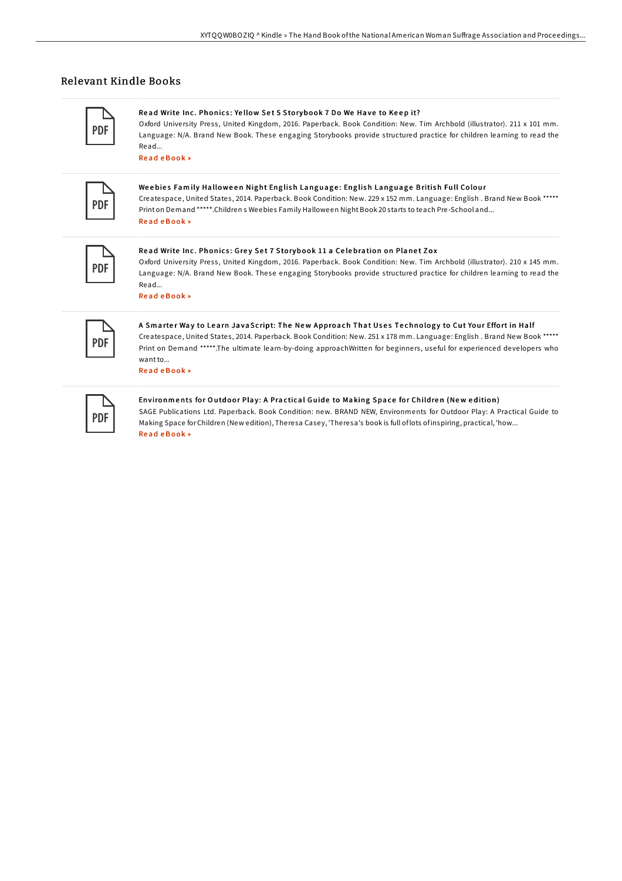## Relevant Kindle Books

**Read Write Inc. Phonics: Yellow Set 5 Storybook 7 Do We Have to Keep it?**

Oxford University Press, United Kingdom, 2016. Paperback. Book Condition: New. Tim Archbold (illustrator). 211 x 101 mm. Language: N/A. Brand New Book. These engaging Storybooks provide structured practice for children learning to read the Read...

Read eBook »

**Weebies Family Halloween Night English Language: English Language British Full Colour**

Createspace, United States, 2014. Paperback. Book Condition: New. 229 x 152 mm. Language: English . Brand New Book ***** Print on Demand *****.Children s Weebies Family Halloween Night Book 20 starts to teach Pre-School and...

Read eBook »

**Read Write Inc. Phonics: Grey Set 7 Storybook 11 a Celebration on Planet Zox**

Oxford University Press, United Kingdom, 2016. Paperback. Book Condition: New. Tim Archbold (illustrator). 210 x 145 mm. Language: N/A. Brand New Book. These engaging Storybooks provide structured practice for children learning to read the Read...

Read eBook »

**A Smarter Way to Learn JavaScript: The New Approach That Uses Technology to Cut Your Effort in Half**

Createspace, United States, 2014. Paperback. Book Condition: New. 251 x 178 mm. Language: English . Brand New Book ***** Print on Demand *****.The ultimate learn-by-doing approachWritten for beginners, useful for experienced developers who want to...

Read eBook »

**Environments for Outdoor Play: A Practical Guide to Making Space for Children (New edition)**

SAGE Publications Ltd. Paperback. Book Condition: new. BRAND NEW, Environments for Outdoor Play: A Practical Guide to Making Space for Children (New edition), Theresa Casey, 'Theresa's book is full of lots of inspiring, practical, 'how...

Read eBook »